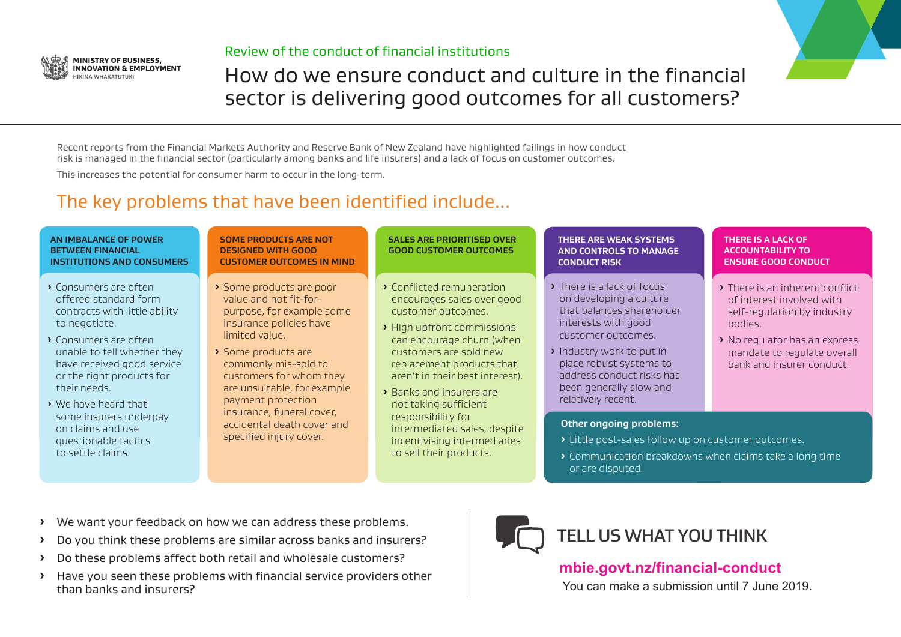MINISTRY OF BUSINESS, INNOVATION & EMPLOYMENT
HĪKINA WHAKATUTUKI

Review of the conduct of financial institutions

# How do we ensure conduct and culture in the financial sector is delivering good outcomes for all customers?

Recent reports from the Financial Markets Authority and Reserve Bank of New Zealand have highlighted failings in how conduct risk is managed in the financial sector (particularly among banks and life insurers) and a lack of focus on customer outcomes.

This increases the potential for consumer harm to occur in the long-term.

## The key problems that have been identified include...

### AN IMBALANCE OF POWER BETWEEN FINANCIAL INSTITUTIONS AND CONSUMERS

- Consumers are often offered standard form contracts with little ability to negotiate.
- Consumers are often unable to tell whether they have received good service or the right products for their needs.
- We have heard that some insurers underpay on claims and use questionable tactics to settle claims.

### SOME PRODUCTS ARE NOT DESIGNED WITH GOOD CUSTOMER OUTCOMES IN MIND

- Some products are poor value and not fit-for-purpose, for example some insurance policies have limited value.
- Some products are commonly mis-sold to customers for whom they are unsuitable, for example payment protection insurance, funeral cover, accidental death cover and specified injury cover.

### SALES ARE PRIORITISED OVER GOOD CUSTOMER OUTCOMES

- Conflicted remuneration encourages sales over good customer outcomes.
- High upfront commissions can encourage churn (when customers are sold new replacement products that aren't in their best interest).
- Banks and insurers are not taking sufficient responsibility for intermediated sales, despite incentivising intermediaries to sell their products.

### THERE ARE WEAK SYSTEMS AND CONTROLS TO MANAGE CONDUCT RISK

- There is a lack of focus on developing a culture that balances shareholder interests with good customer outcomes.
- Industry work to put in place robust systems to address conduct risks has been generally slow and relatively recent.

### THERE IS A LACK OF ACCOUNTABILITY TO ENSURE GOOD CONDUCT

- There is an inherent conflict of interest involved with self-regulation by industry bodies.
- No regulator has an express mandate to regulate overall bank and insurer conduct.

**Other ongoing problems:**

- Little post-sales follow up on customer outcomes.
- Communication breakdowns when claims take a long time or are disputed.

---

- We want your feedback on how we can address these problems.
- Do you think these problems are similar across banks and insurers?
- Do these problems affect both retail and wholesale customers?
- Have you seen these problems with financial service providers other than banks and insurers?

## TELL US WHAT YOU THINK

**mbie.govt.nz/financial-conduct**

You can make a submission until 7 June 2019.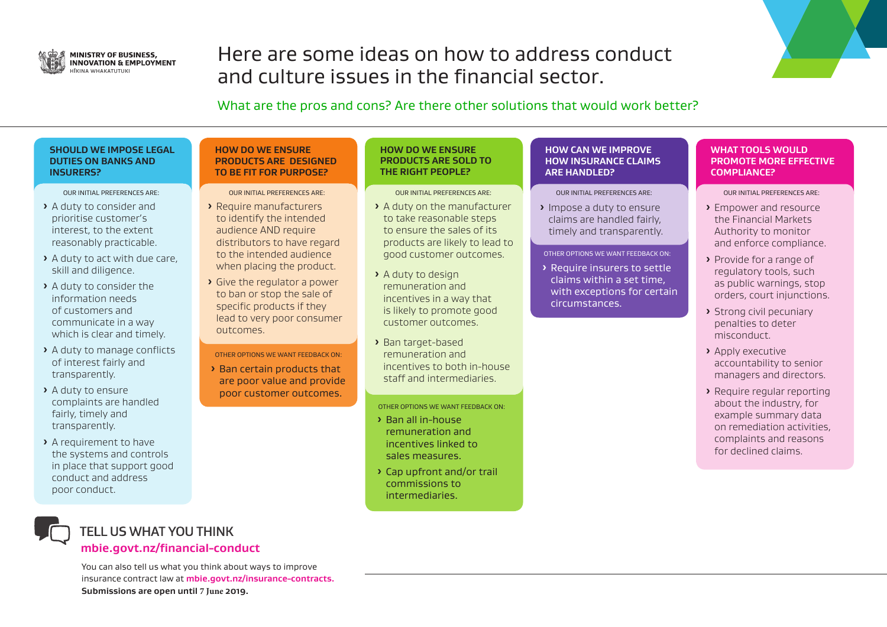MINISTRY OF BUSINESS, INNOVATION & EMPLOYMENT
HĪKINA WHAKATUTUKI

# Here are some ideas on how to address conduct and culture issues in the financial sector.

What are the pros and cons? Are there other solutions that would work better?

## SHOULD WE IMPOSE LEGAL DUTIES ON BANKS AND INSURERS?

OUR INITIAL PREFERENCES ARE:

- A duty to consider and prioritise customer's interest, to the extent reasonably practicable.
- A duty to act with due care, skill and diligence.
- A duty to consider the information needs of customers and communicate in a way which is clear and timely.
- A duty to manage conflicts of interest fairly and transparently.
- A duty to ensure complaints are handled fairly, timely and transparently.
- A requirement to have the systems and controls in place that support good conduct and address poor conduct.

## HOW DO WE ENSURE PRODUCTS ARE DESIGNED TO BE FIT FOR PURPOSE?

OUR INITIAL PREFERENCES ARE:

- Require manufacturers to identify the intended audience AND require distributors to have regard to the intended audience when placing the product.
- Give the regulator a power to ban or stop the sale of specific products if they lead to very poor consumer outcomes.

OTHER OPTIONS WE WANT FEEDBACK ON:

- Ban certain products that are poor value and provide poor customer outcomes.

## HOW DO WE ENSURE PRODUCTS ARE SOLD TO THE RIGHT PEOPLE?

OUR INITIAL PREFERENCES ARE:

- A duty on the manufacturer to take reasonable steps to ensure the sales of its products are likely to lead to good customer outcomes.
- A duty to design remuneration and incentives in a way that is likely to promote good customer outcomes.
- Ban target-based remuneration and incentives to both in-house staff and intermediaries.

OTHER OPTIONS WE WANT FEEDBACK ON:

- Ban all in-house remuneration and incentives linked to sales measures.
- Cap upfront and/or trail commissions to intermediaries.

## HOW CAN WE IMPROVE HOW INSURANCE CLAIMS ARE HANDLED?

OUR INITIAL PREFERENCES ARE:

- Impose a duty to ensure claims are handled fairly, timely and transparently.

OTHER OPTIONS WE WANT FEEDBACK ON:

- Require insurers to settle claims within a set time, with exceptions for certain circumstances.

## WHAT TOOLS WOULD PROMOTE MORE EFFECTIVE COMPLIANCE?

OUR INITIAL PREFERENCES ARE:

- Empower and resource the Financial Markets Authority to monitor and enforce compliance.
- Provide for a range of regulatory tools, such as public warnings, stop orders, court injunctions.
- Strong civil pecuniary penalties to deter misconduct.
- Apply executive accountability to senior managers and directors.
- Require regular reporting about the industry, for example summary data on remediation activities, complaints and reasons for declined claims.

## TELL US WHAT YOU THINK

**mbie.govt.nz/financial-conduct**

You can also tell us what you think about ways to improve insurance contract law at **mbie.govt.nz/insurance-contracts.**
**Submissions are open until 7 June 2019.**